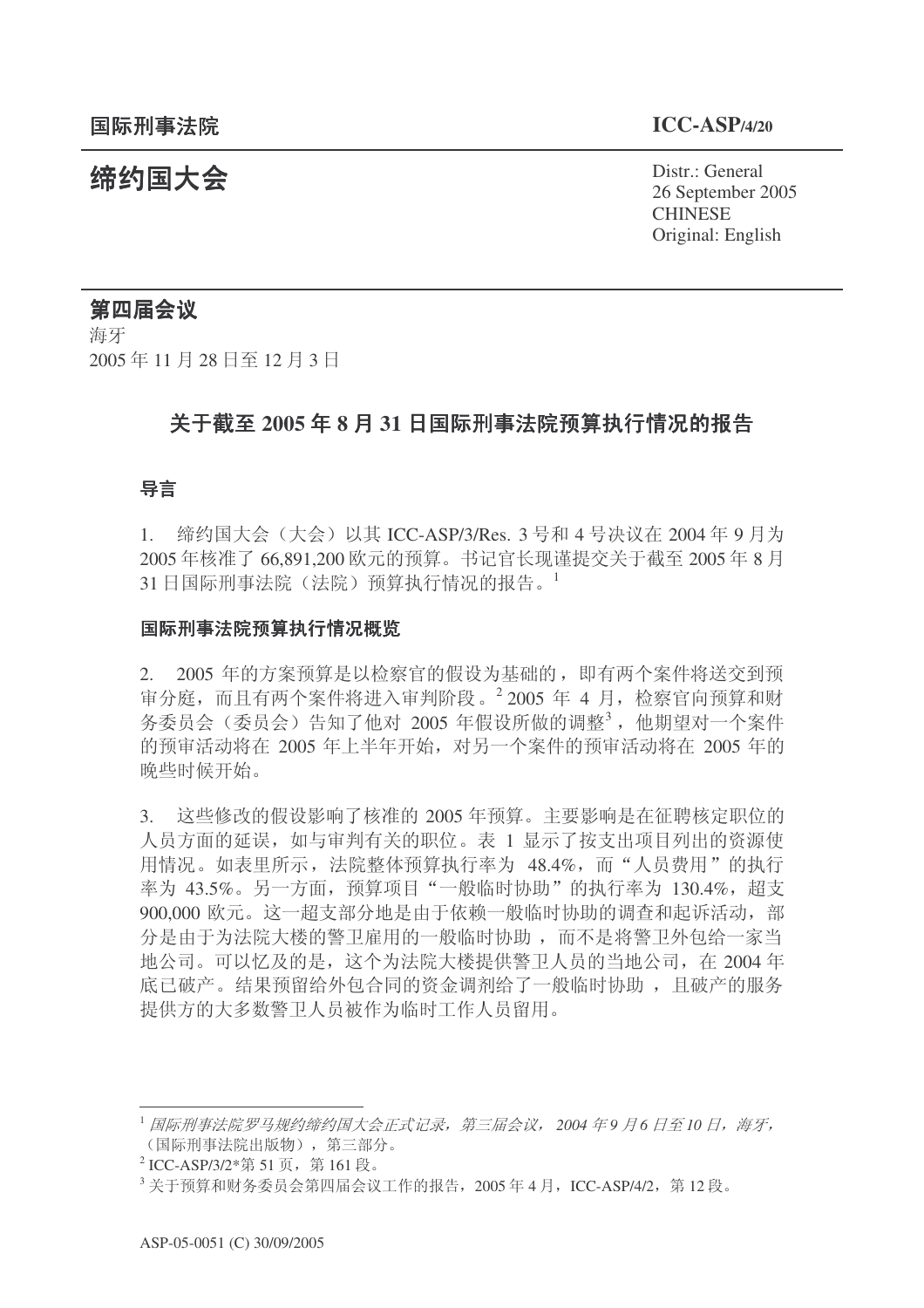国际刑事法院 **ICC-ASP/4/20**

# 缔约国大会

Distr.: General
26 September 2005
CHINESE
Original: English

## 第四届会议

海牙
2005 年 11 月 28 日至 12 月 3 日

## 关于截至 2005 年 8 月 31 日国际刑事法院预算执行情况的报告

### 导言

1. 缔约国大会（大会）以其 ICC-ASP/3/Res. 3 号和 4 号决议在 2004 年 9 月为 2005 年核准了 66,891,200 欧元的预算。书记官长现谨提交关于截至 2005 年 8 月 31 日国际刑事法院（法院）预算执行情况的报告。[1]

### 国际刑事法院预算执行情况概览

2. 2005 年的方案预算是以检察官的假设为基础的，即有两个案件将送交到预审分庭，而且有两个案件将进入审判阶段。[2] 2005 年 4 月，检察官向预算和财务委员会（委员会）告知了他对 2005 年假设所做的调整[3]，他期望对一个案件的预审活动将在 2005 年上半年开始，对另一个案件的预审活动将在 2005 年的晚些时候开始。

3. 这些修改的假设影响了核准的 2005 年预算。主要影响是在征聘核定职位的人员方面的延误，如与审判有关的职位。表 1 显示了按支出项目列出的资源使用情况。如表里所示，法院整体预算执行率为 48.4%，而"人员费用"的执行率为 43.5%。另一方面，预算项目"一般临时协助"的执行率为 130.4%，超支 900,000 欧元。这一超支部分地是由于依赖一般临时协助的调查和起诉活动，部分是由于为法院大楼的警卫雇用的一般临时协助，而不是将警卫外包给一家当地公司。可以忆及的是，这个为法院大楼提供警卫人员的当地公司，在 2004 年底已破产。结果预留给外包合同的资金调剂给了一般临时协助，且破产的服务提供方的大多数警卫人员被作为临时工作人员留用。

---

[1] *国际刑事法院罗马规约缔约国大会正式记录，第三届会议，2004 年 9 月 6 日至 10 日，海牙，*（国际刑事法院出版物），第三部分。

[2] ICC-ASP/3/2*第 51 页，第 161 段。

[3] 关于预算和财务委员会第四届会议工作的报告，2005 年 4 月，ICC-ASP/4/2，第 12 段。

ASP-05-0051 (C) 30/09/2005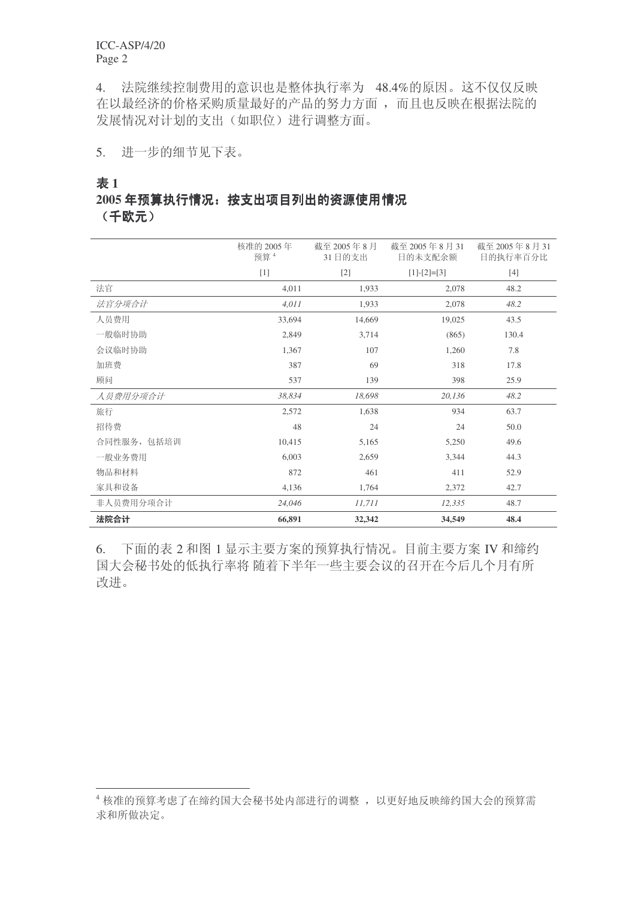4.　法院继续控制费用的意识也是整体执行率为　48.4%的原因。这不仅仅反映在以最经济的价格采购质量最好的产品的努力方面，而且也反映在根据法院的发展情况对计划的支出（如职位）进行调整方面。

5.　进一步的细节见下表。

**表 1**
**2005 年预算执行情况：按支出项目列出的资源使用情况**
**（千欧元）**

| | 核准的 2005 年预算[4] | 截至 2005 年 8 月 31 日的支出 | 截至 2005 年 8 月 31 日的未支配余额 | 截至 2005 年 8 月 31 日的执行率百分比 |
|---|---|---|---|---|
| | [1] | [2] | [1]-[2]=[3] | [4] |
| 法官 | 4,011 | 1,933 | 2,078 | 48.2 |
| *法官分项合计* | *4,011* | 1,933 | 2,078 | *48.2* |
| 人员费用 | 33,694 | 14,669 | 19,025 | 43.5 |
| 一般临时协助 | 2,849 | 3,714 | (865) | 130.4 |
| 会议临时协助 | 1,367 | 107 | 1,260 | 7.8 |
| 加班费 | 387 | 69 | 318 | 17.8 |
| 顾问 | 537 | 139 | 398 | 25.9 |
| *人员费用分项合计* | *38,834* | *18,698* | *20,136* | *48.2* |
| 旅行 | 2,572 | 1,638 | 934 | 63.7 |
| 招待费 | 48 | 24 | 24 | 50.0 |
| 合同性服务，包括培训 | 10,415 | 5,165 | 5,250 | 49.6 |
| 一般业务费用 | 6,003 | 2,659 | 3,344 | 44.3 |
| 物品和材料 | 872 | 461 | 411 | 52.9 |
| 家具和设备 | 4,136 | 1,764 | 2,372 | 42.7 |
| 非人员费用分项合计 | *24,046* | *11,711* | *12,335* | 48.7 |
| **法院合计** | **66,891** | **32,342** | **34,549** | **48.4** |

6.　下面的表 2 和图 1 显示主要方案的预算执行情况。目前主要方案 IV 和缔约国大会秘书处的低执行率将 随着下半年一些主要会议的召开在今后几个月有所改进。

[4] 核准的预算考虑了在缔约国大会秘书处内部进行的调整，以更好地反映缔约国大会的预算需求和所做决定。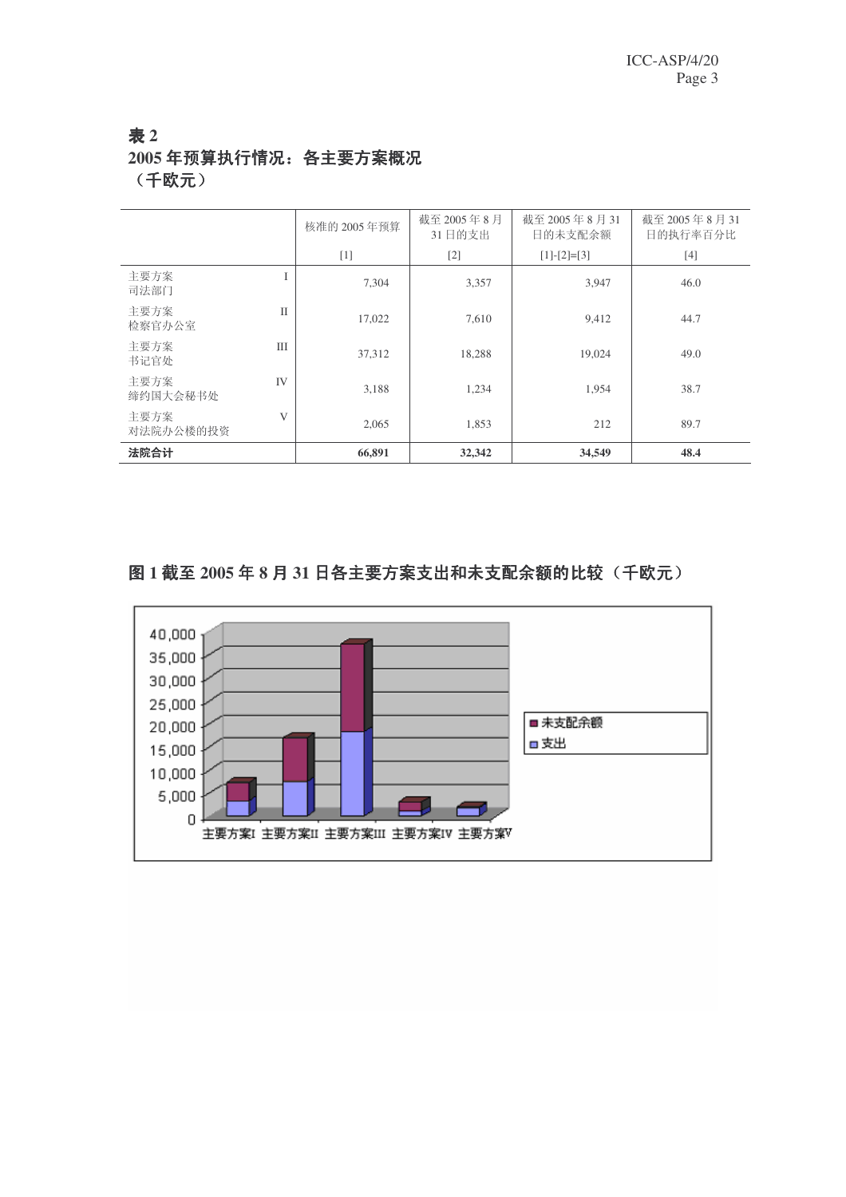**表 2**
**2005 年预算执行情况：各主要方案概况**
**（千欧元）**

| | 核准的 2005 年预算 | 截至 2005 年 8 月 31 日的支出 | 截至 2005 年 8 月 31 日的未支配余额 | 截至 2005 年 8 月 31 日的执行率百分比 |
|---|---|---|---|---|
| | [1] | [2] | [1]-[2]=[3] | [4] |
| 主要方案 I 司法部门 | 7,304 | 3,357 | 3,947 | 46.0 |
| 主要方案 II 检察官办公室 | 17,022 | 7,610 | 9,412 | 44.7 |
| 主要方案 III 书记官处 | 37,312 | 18,288 | 19,024 | 49.0 |
| 主要方案 IV 缔约国大会秘书处 | 3,188 | 1,234 | 1,954 | 38.7 |
| 主要方案 V 对法院办公楼的投资 | 2,065 | 1,853 | 212 | 89.7 |
| **法院合计** | **66,891** | **32,342** | **34,549** | **48.4** |

**图 1 截至 2005 年 8 月 31 日各主要方案支出和未支配余额的比较（千欧元）**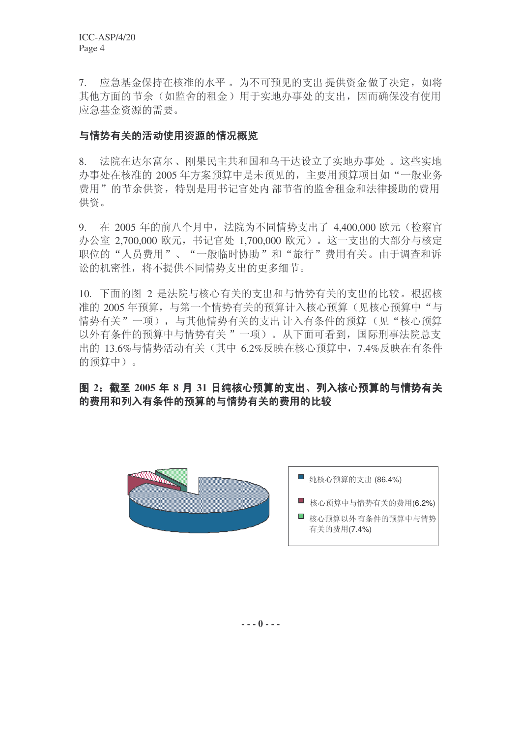7. 应急基金保持在核准的水平。为不可预见的支出提供资金做了决定，如将其他方面的节余（如监舍的租金）用于实地办事处的支出，因而确保没有使用应急基金资源的需要。

## 与情势有关的活动使用资源的情况概览

8. 法院在达尔富尔、刚果民主共和国和乌干达设立了实地办事处。这些实地办事处在核准的 2005 年方案预算中是未预见的，主要用预算项目如"一般业务费用"的节余供资，特别是用书记官处内部节省的监舍租金和法律援助的费用供资。

9. 在 2005 年的前八个月中，法院为不同情势支出了 4,400,000 欧元（检察官办公室 2,700,000 欧元，书记官处 1,700,000 欧元）。这一支出的大部分与核定职位的"人员费用"、"一般临时协助"和"旅行"费用有关。由于调查和诉讼的机密性，将不提供不同情势支出的更多细节。

10. 下面的图 2 是法院与核心有关的支出和与情势有关的支出的比较。根据核准的 2005 年预算，与第一个情势有关的预算计入核心预算（见核心预算中"与情势有关"一项），与其他情势有关的支出计入有条件的预算（见"核心预算以外有条件的预算中与情势有关"一项）。从下面可看到，国际刑事法院总支出的 13.6%与情势活动有关（其中 6.2%反映在核心预算中，7.4%反映在有条件的预算中）。

**图 2：截至 2005 年 8 月 31 日纯核心预算的支出、列入核心预算的与情势有关的费用和列入有条件的预算的与情势有关的费用的比较**

纯核心预算的支出 (86.4%)

核心预算中与情势有关的费用(6.2%)

核心预算以外有条件的预算中与情势有关的费用(7.4%)

- - - 0 - - -